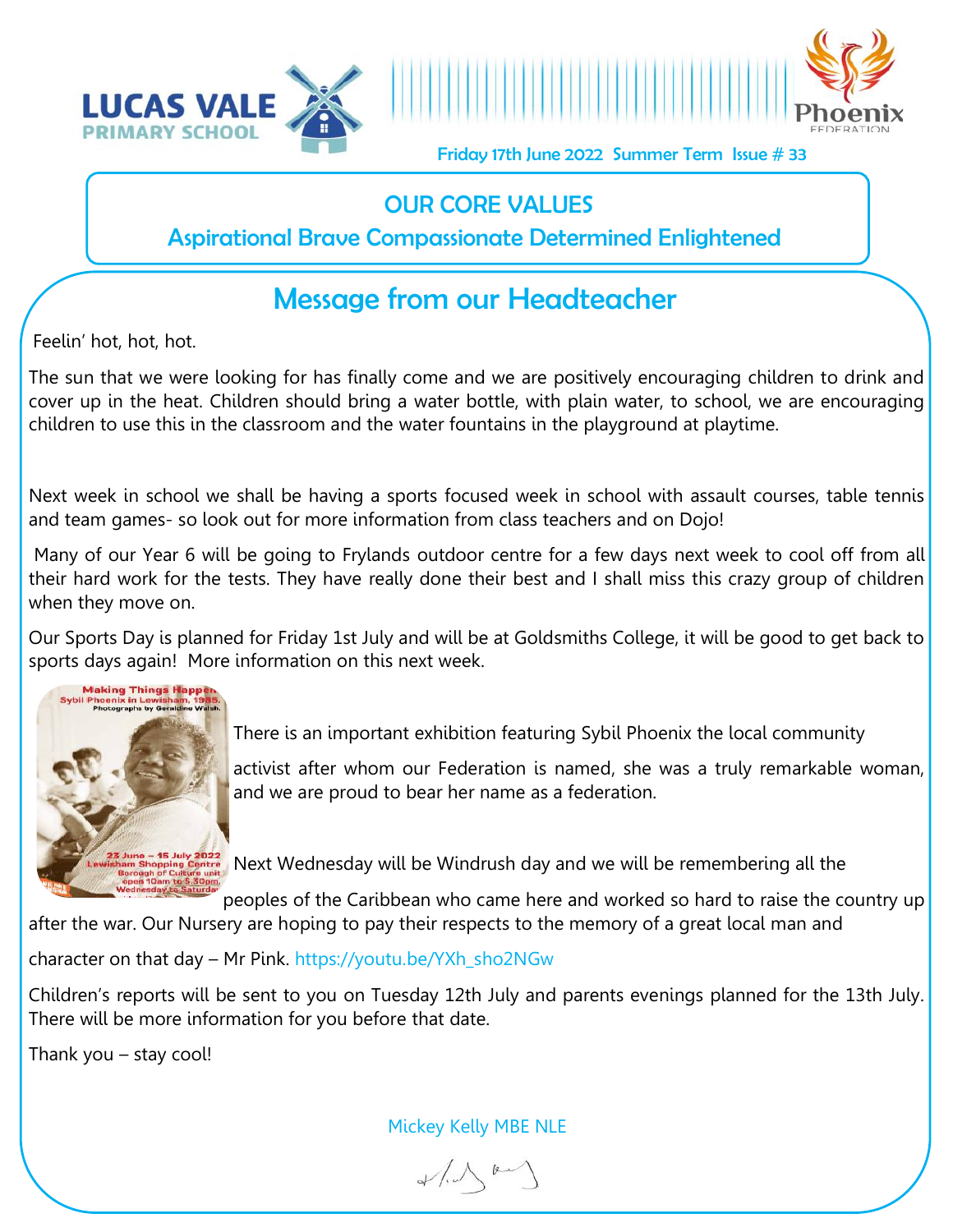LUCAS VALE PRIMARY SCHOOL

Phoenix FEDERATION

Friday 17th June 2022 Summer Term Issue # 33

## OUR CORE VALUES

Aspirational Brave Compassionate Determined Enlightened

# Message from our Headteacher

Feelin' hot, hot, hot.

The sun that we were looking for has finally come and we are positively encouraging children to drink and cover up in the heat. Children should bring a water bottle, with plain water, to school, we are encouraging children to use this in the classroom and the water fountains in the playground at playtime.

Next week in school we shall be having a sports focused week in school with assault courses, table tennis and team games- so look out for more information from class teachers and on Dojo!

Many of our Year 6 will be going to Frylands outdoor centre for a few days next week to cool off from all their hard work for the tests. They have really done their best and I shall miss this crazy group of children when they move on.

Our Sports Day is planned for Friday 1st July and will be at Goldsmiths College, it will be good to get back to sports days again! More information on this next week.

Making Things Happen. Sybil Phoenix in Lewisham, 1985. Photographs by Geraldine Walsh. 23 June – 15 July 2022 Lewisham Shopping Centre Borough of Culture unit open 10am to 5.30pm Wednesday to Saturday

There is an important exhibition featuring Sybil Phoenix the local community activist after whom our Federation is named, she was a truly remarkable woman, and we are proud to bear her name as a federation.

Next Wednesday will be Windrush day and we will be remembering all the peoples of the Caribbean who came here and worked so hard to raise the country up after the war. Our Nursery are hoping to pay their respects to the memory of a great local man and character on that day – Mr Pink. https://youtu.be/YXh_sho2NGw

Children's reports will be sent to you on Tuesday 12th July and parents evenings planned for the 13th July. There will be more information for you before that date.

Thank you – stay cool!

Mickey Kelly MBE NLE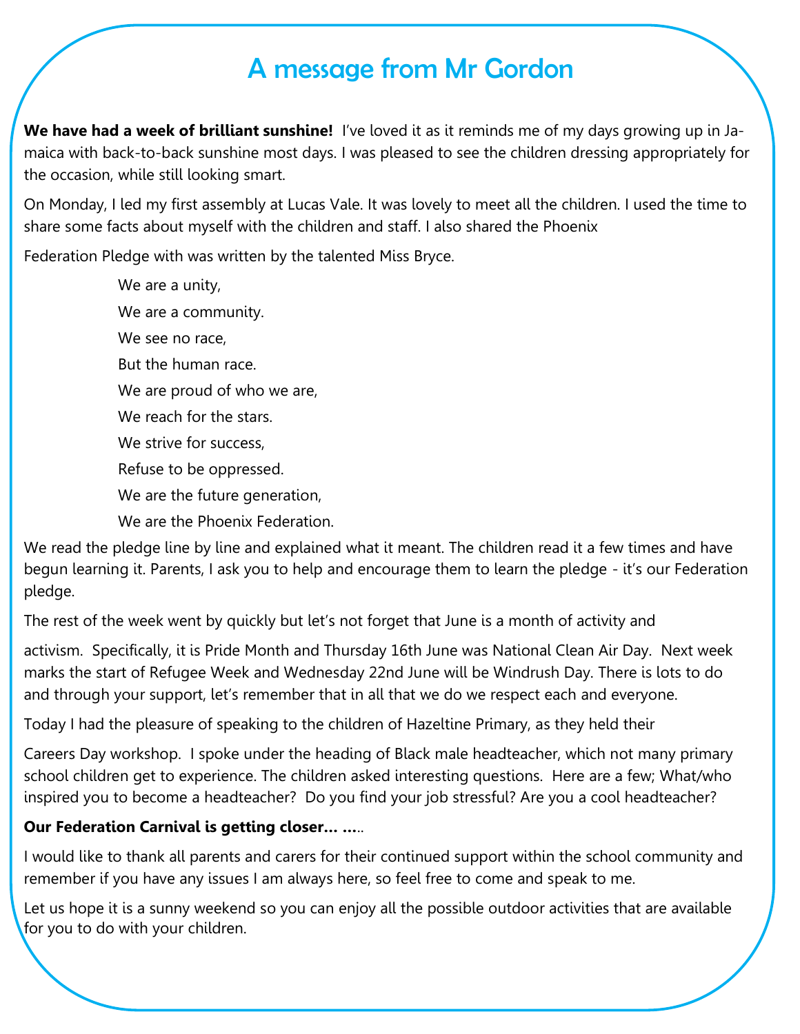# A message from Mr Gordon

**We have had a week of brilliant sunshine!** I've loved it as it reminds me of my days growing up in Jamaica with back-to-back sunshine most days. I was pleased to see the children dressing appropriately for the occasion, while still looking smart.

On Monday, I led my first assembly at Lucas Vale. It was lovely to meet all the children. I used the time to share some facts about myself with the children and staff. I also shared the Phoenix Federation Pledge with was written by the talented Miss Bryce.

> We are a unity,
> We are a community.
> We see no race,
> But the human race.
> We are proud of who we are,
> We reach for the stars.
> We strive for success,
> Refuse to be oppressed.
> We are the future generation,
> We are the Phoenix Federation.

We read the pledge line by line and explained what it meant. The children read it a few times and have begun learning it. Parents, I ask you to help and encourage them to learn the pledge - it's our Federation pledge.

The rest of the week went by quickly but let's not forget that June is a month of activity and activism. Specifically, it is Pride Month and Thursday 16th June was National Clean Air Day. Next week marks the start of Refugee Week and Wednesday 22nd June will be Windrush Day. There is lots to do and through your support, let's remember that in all that we do we respect each and everyone.

Today I had the pleasure of speaking to the children of Hazeltine Primary, as they held their Careers Day workshop. I spoke under the heading of Black male headteacher, which not many primary school children get to experience. The children asked interesting questions. Here are a few; What/who inspired you to become a headteacher? Do you find your job stressful? Are you a cool headteacher?

**Our Federation Carnival is getting closer… ….**.

I would like to thank all parents and carers for their continued support within the school community and remember if you have any issues I am always here, so feel free to come and speak to me.

Let us hope it is a sunny weekend so you can enjoy all the possible outdoor activities that are available for you to do with your children.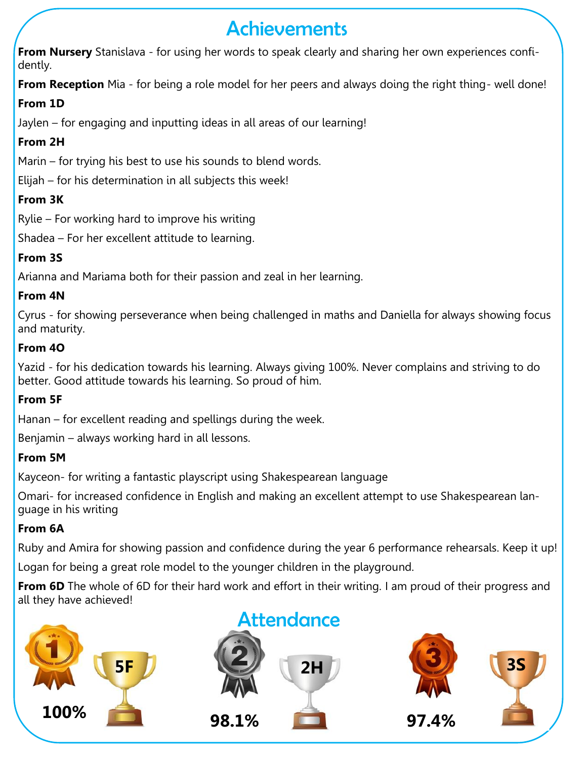# Achievements

**From Nursery** Stanislava - for using her words to speak clearly and sharing her own experiences confidently.

**From Reception** Mia - for being a role model for her peers and always doing the right thing- well done!

**From 1D**

Jaylen – for engaging and inputting ideas in all areas of our learning!

**From 2H**

Marin – for trying his best to use his sounds to blend words.

Elijah – for his determination in all subjects this week!

**From 3K**

Rylie – For working hard to improve his writing

Shadea – For her excellent attitude to learning.

**From 3S**

Arianna and Mariama both for their passion and zeal in her learning.

**From 4N**

Cyrus - for showing perseverance when being challenged in maths and Daniella for always showing focus and maturity.

**From 4O**

Yazid - for his dedication towards his learning. Always giving 100%. Never complains and striving to do better. Good attitude towards his learning. So proud of him.

**From 5F**

Hanan – for excellent reading and spellings during the week.

Benjamin – always working hard in all lessons.

**From 5M**

Kayceon- for writing a fantastic playscript using Shakespearean language

Omari- for increased confidence in English and making an excellent attempt to use Shakespearean language in his writing

**From 6A**

Ruby and Amira for showing passion and confidence during the year 6 performance rehearsals. Keep it up!

Logan for being a great role model to the younger children in the playground.

**From 6D** The whole of 6D for their hard work and effort in their writing. I am proud of their progress and all they have achieved!

# Attendance

1. 5F – 100%
2. 2H – 98.1%
3. 3S – 97.4%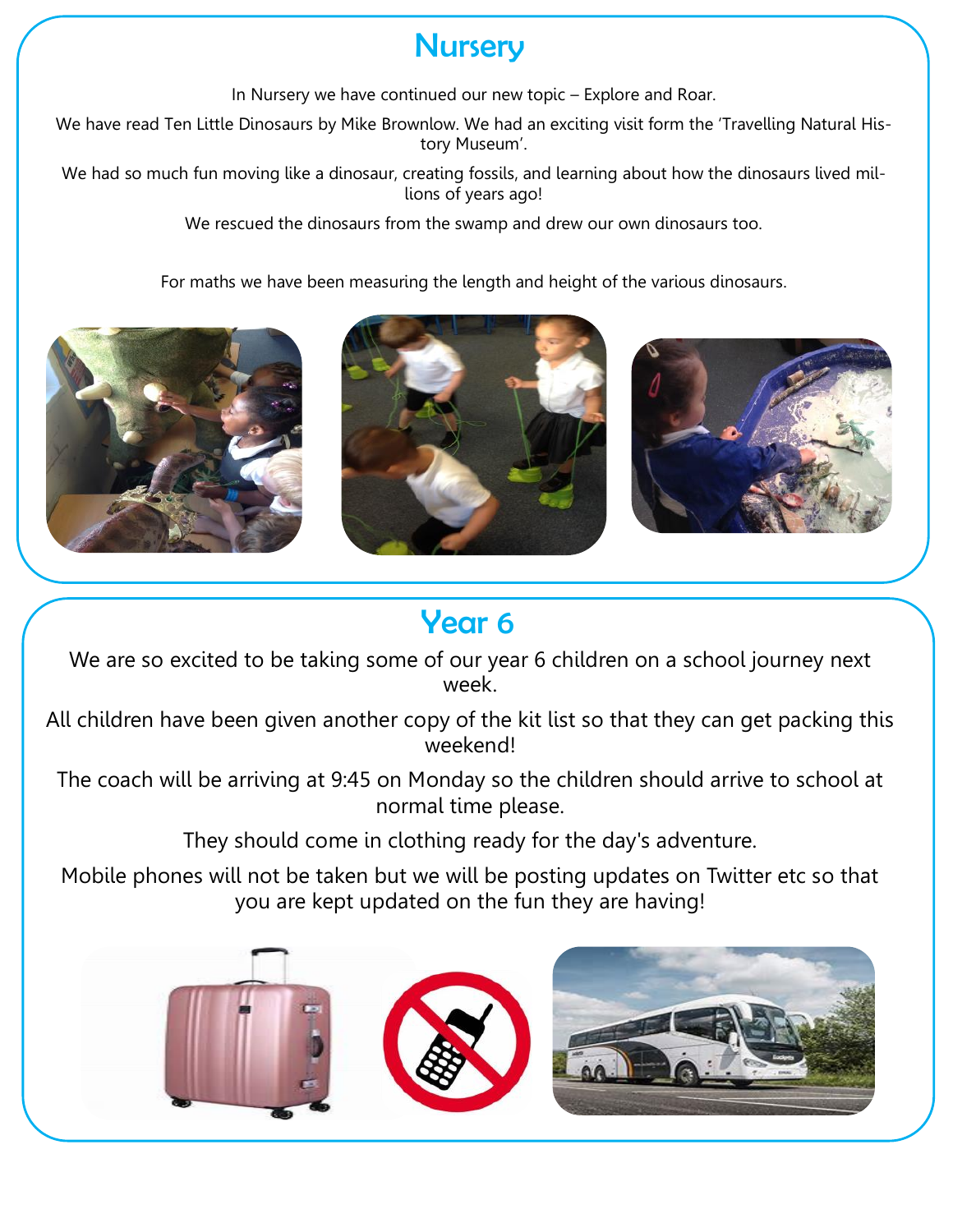## Nursery

In Nursery we have continued our new topic – Explore and Roar.

We have read Ten Little Dinosaurs by Mike Brownlow. We had an exciting visit form the 'Travelling Natural History Museum'.

We had so much fun moving like a dinosaur, creating fossils, and learning about how the dinosaurs lived millions of years ago!

We rescued the dinosaurs from the swamp and drew our own dinosaurs too.

For maths we have been measuring the length and height of the various dinosaurs.

## Year 6

We are so excited to be taking some of our year 6 children on a school journey next week.

All children have been given another copy of the kit list so that they can get packing this weekend!

The coach will be arriving at 9:45 on Monday so the children should arrive to school at normal time please.

They should come in clothing ready for the day's adventure.

Mobile phones will not be taken but we will be posting updates on Twitter etc so that you are kept updated on the fun they are having!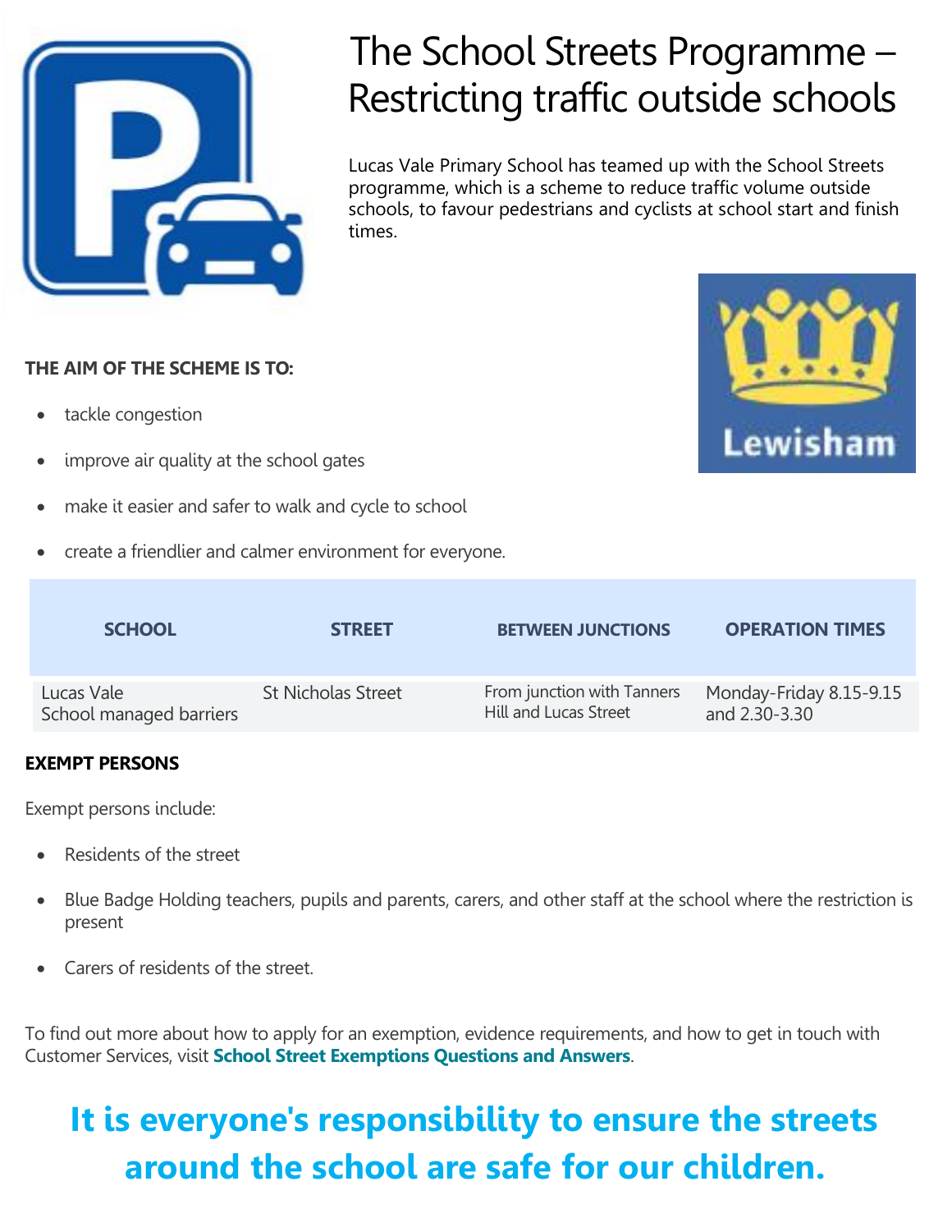# The School Streets Programme – Restricting traffic outside schools

Lucas Vale Primary School has teamed up with the School Streets programme, which is a scheme to reduce traffic volume outside schools, to favour pedestrians and cyclists at school start and finish times.

**THE AIM OF THE SCHEME IS TO:**

- tackle congestion
- improve air quality at the school gates
- make it easier and safer to walk and cycle to school
- create a friendlier and calmer environment for everyone.

| SCHOOL | STREET | BETWEEN JUNCTIONS | OPERATION TIMES |
|---|---|---|---|
| Lucas Vale School managed barriers | St Nicholas Street | From junction with Tanners Hill and Lucas Street | Monday-Friday 8.15-9.15 and 2.30-3.30 |

**EXEMPT PERSONS**

Exempt persons include:

- Residents of the street
- Blue Badge Holding teachers, pupils and parents, carers, and other staff at the school where the restriction is present
- Carers of residents of the street.

To find out more about how to apply for an exemption, evidence requirements, and how to get in touch with Customer Services, visit **School Street Exemptions Questions and Answers**.

**It is everyone's responsibility to ensure the streets around the school are safe for our children.**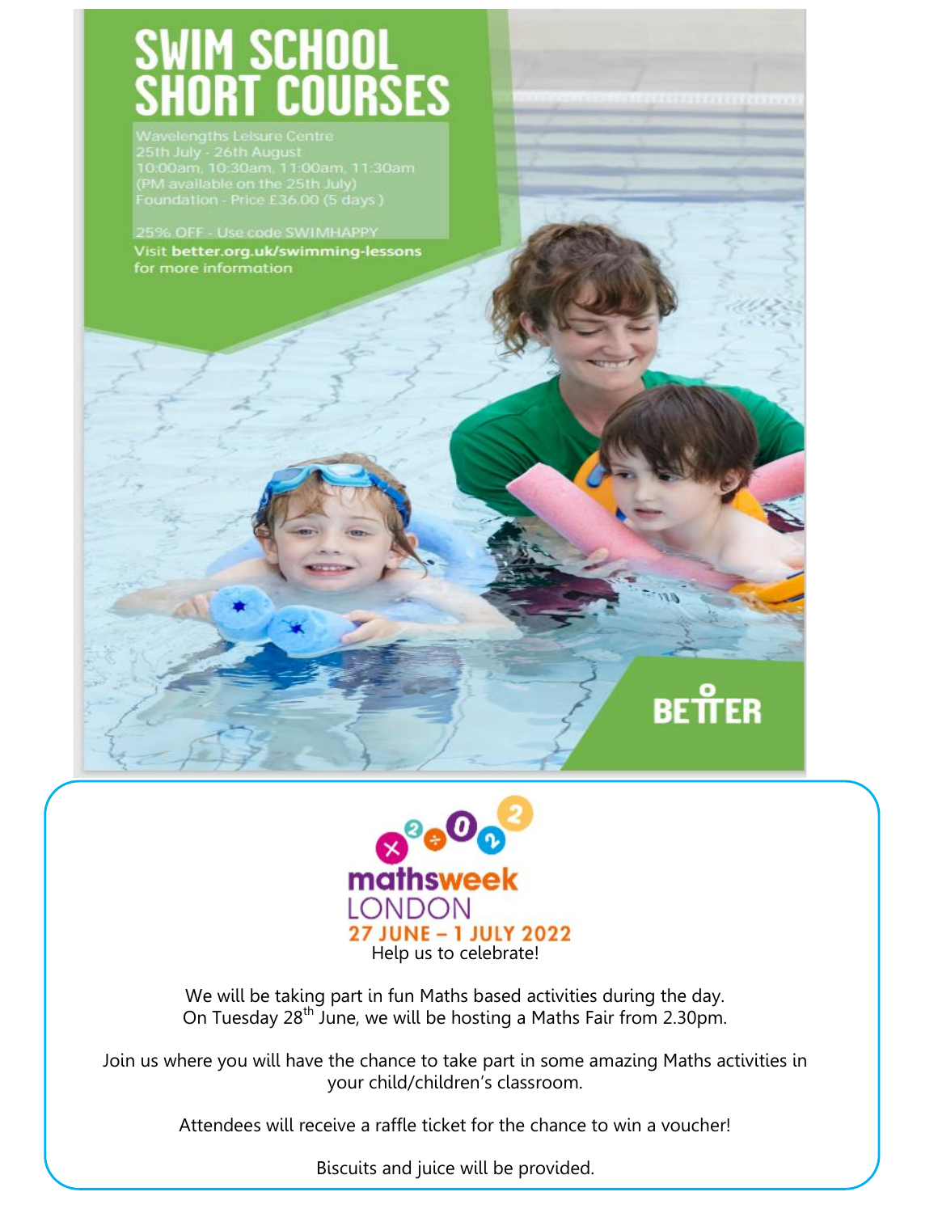# SWIM SCHOOL SHORT COURSES

Wavelengths Leisure Centre
25th July - 26th August
10:00am, 10:30am, 11:00am, 11:30am
(PM available on the 25th July)
Foundation - Price £36.00 (5 days)

25% OFF - Use code SWIMHAPPY
Visit **better.org.uk/swimming-lessons** for more information

BETTER

---

**mathsweek LONDON**
**27 JUNE – 1 JULY 2022**

Help us to celebrate!

We will be taking part in fun Maths based activities during the day.
On Tuesday 28th June, we will be hosting a Maths Fair from 2.30pm.

Join us where you will have the chance to take part in some amazing Maths activities in your child/children's classroom.

Attendees will receive a raffle ticket for the chance to win a voucher!

Biscuits and juice will be provided.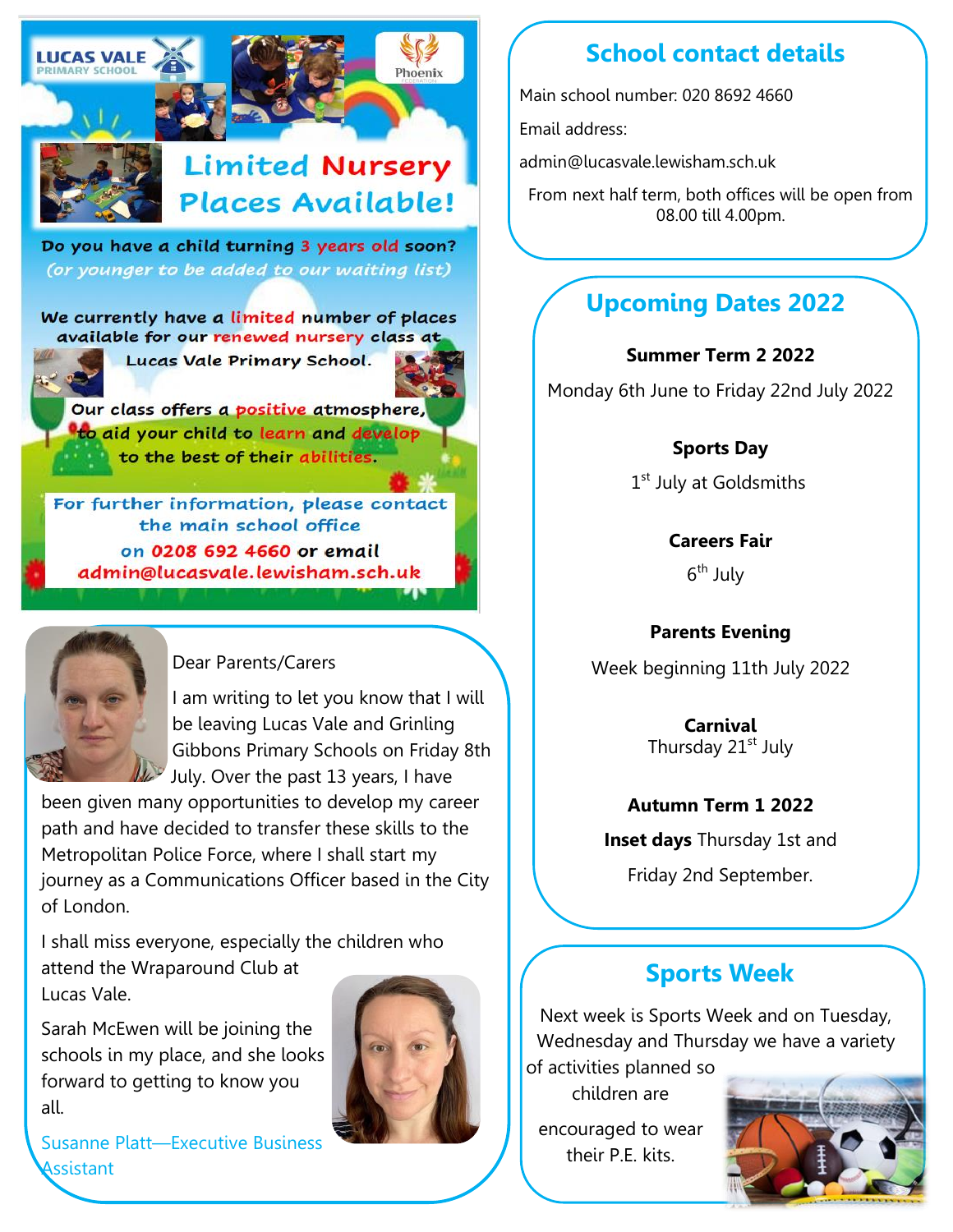LUCAS VALE PRIMARY SCHOOL

Phoenix

# Limited Nursery Places Available!

Do you have a child turning 3 years old soon?

*(or younger to be added to our waiting list)*

We currently have a limited number of places available for our renewed nursery class at Lucas Vale Primary School.

Our class offers a positive atmosphere, to aid your child to learn and develop to the best of their abilities.

For further information, please contact the main school office on 0208 692 4660 or email admin@lucasvale.lewisham.sch.uk

Dear Parents/Carers

I am writing to let you know that I will be leaving Lucas Vale and Grinling Gibbons Primary Schools on Friday 8th July. Over the past 13 years, I have been given many opportunities to develop my career path and have decided to transfer these skills to the Metropolitan Police Force, where I shall start my journey as a Communications Officer based in the City of London.

I shall miss everyone, especially the children who attend the Wraparound Club at Lucas Vale.

Sarah McEwen will be joining the schools in my place, and she looks forward to getting to know you all.

Susanne Platt—Executive Business Assistant

## School contact details

Main school number: 020 8692 4660

Email address:

admin@lucasvale.lewisham.sch.uk

From next half term, both offices will be open from 08.00 till 4.00pm.

## Upcoming Dates 2022

**Summer Term 2 2022**

Monday 6th June to Friday 22nd July 2022

**Sports Day**

1st July at Goldsmiths

**Careers Fair**

6th July

**Parents Evening**

Week beginning 11th July 2022

**Carnival**

Thursday 21st July

**Autumn Term 1 2022**

**Inset days** Thursday 1st and Friday 2nd September.

## Sports Week

Next week is Sports Week and on Tuesday, Wednesday and Thursday we have a variety of activities planned so children are encouraged to wear their P.E. kits.